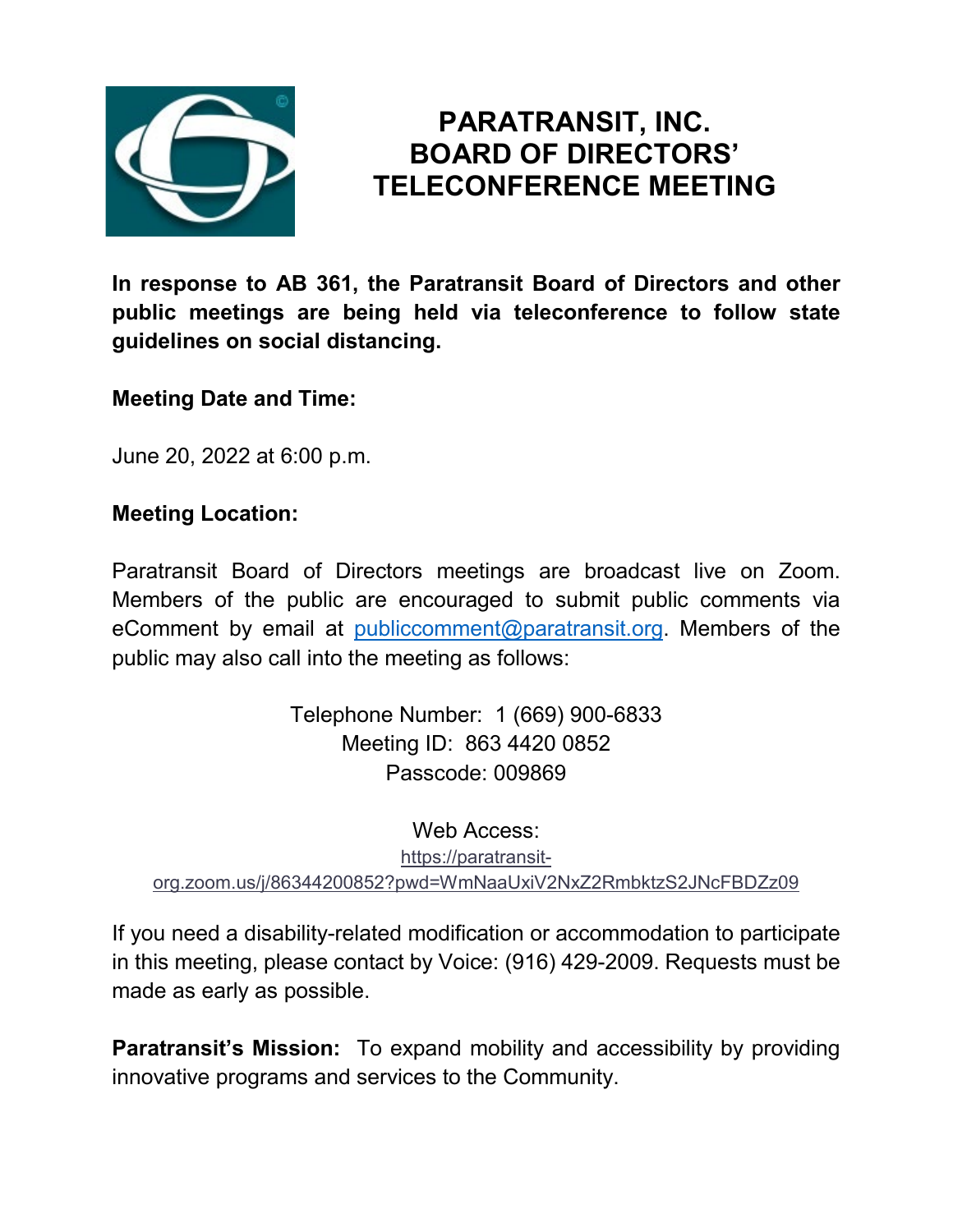# PARATRANSIT, INC. BOARD OF DIRECTORS' TELECONFERENCE MEETING

**In response to AB 361, the Paratransit Board of Directors and other public meetings are being held via teleconference to follow state guidelines on social distancing.**

**Meeting Date and Time:**

June 20, 2022 at 6:00 p.m.

**Meeting Location:**

Paratransit Board of Directors meetings are broadcast live on Zoom. Members of the public are encouraged to submit public comments via eComment by email at publiccomment@paratransit.org. Members of the public may also call into the meeting as follows:

Telephone Number: 1 (669) 900-6833
Meeting ID: 863 4420 0852
Passcode: 009869

Web Access:
https://paratransit-org.zoom.us/j/86344200852?pwd=WmNaaUxiV2NxZ2RmbktzS2JNcFBDZz09

If you need a disability-related modification or accommodation to participate in this meeting, please contact by Voice: (916) 429-2009. Requests must be made as early as possible.

**Paratransit's Mission:** To expand mobility and accessibility by providing innovative programs and services to the Community.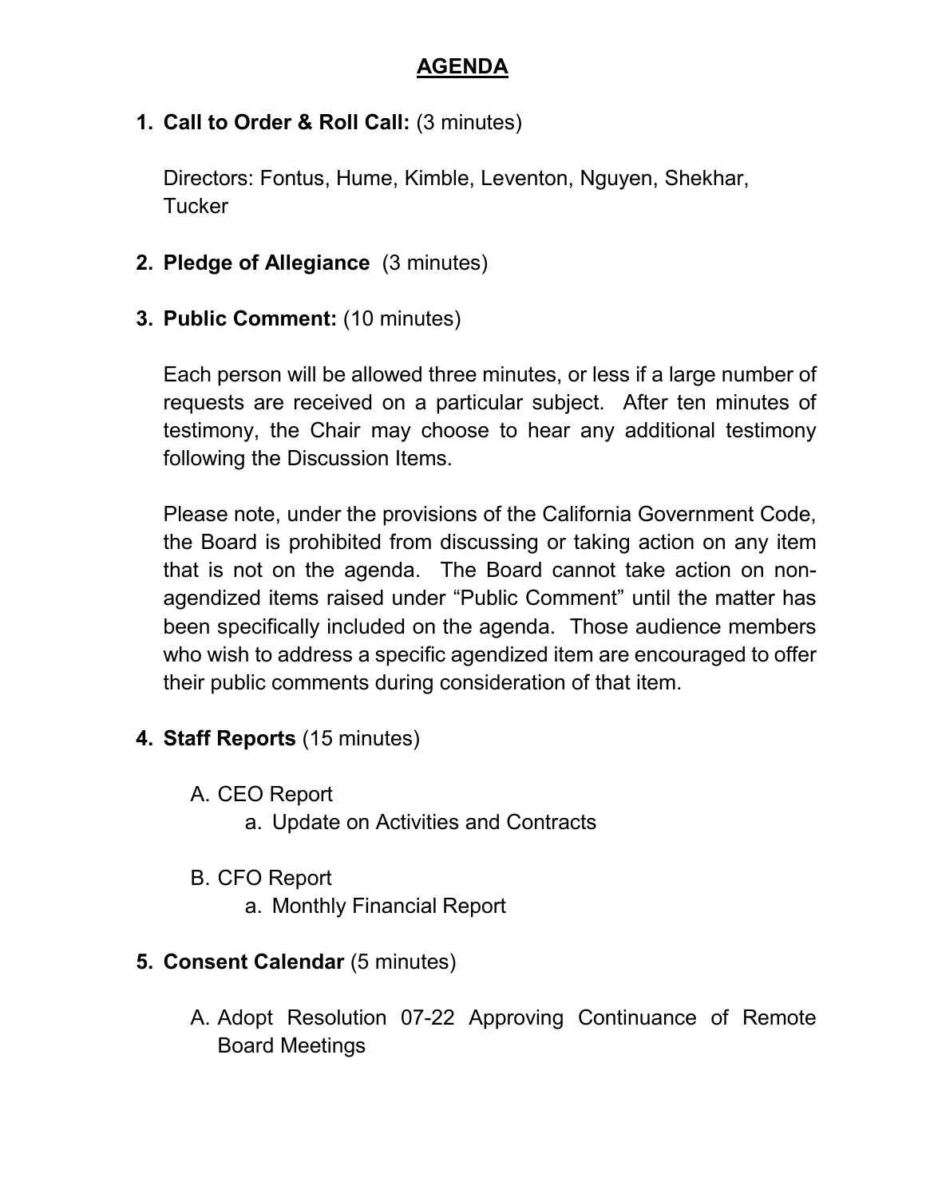# AGENDA

1. **Call to Order & Roll Call:** (3 minutes)

   Directors: Fontus, Hume, Kimble, Leventon, Nguyen, Shekhar, Tucker

2. **Pledge of Allegiance** (3 minutes)

3. **Public Comment:** (10 minutes)

   Each person will be allowed three minutes, or less if a large number of requests are received on a particular subject. After ten minutes of testimony, the Chair may choose to hear any additional testimony following the Discussion Items.

   Please note, under the provisions of the California Government Code, the Board is prohibited from discussing or taking action on any item that is not on the agenda. The Board cannot take action on non-agendized items raised under "Public Comment" until the matter has been specifically included on the agenda. Those audience members who wish to address a specific agendized item are encouraged to offer their public comments during consideration of that item.

4. **Staff Reports** (15 minutes)

   A. CEO Report
      a. Update on Activities and Contracts

   B. CFO Report
      a. Monthly Financial Report

5. **Consent Calendar** (5 minutes)

   A. Adopt Resolution 07-22 Approving Continuance of Remote Board Meetings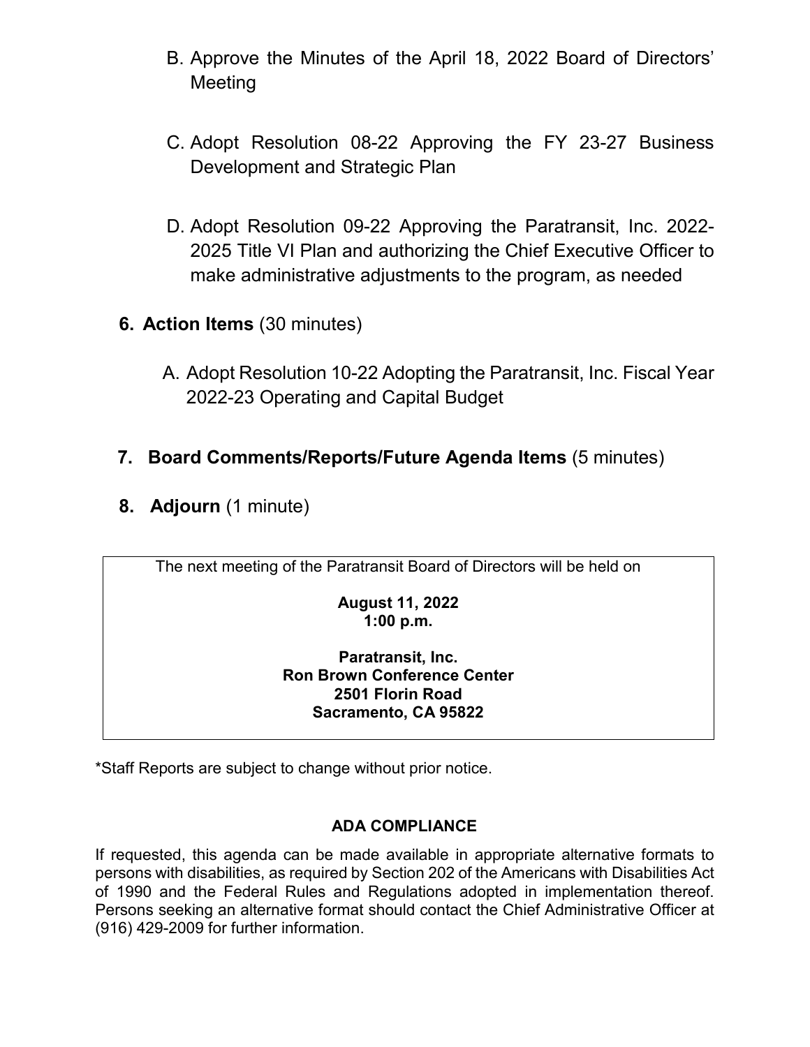B. Approve the Minutes of the April 18, 2022 Board of Directors' Meeting

C. Adopt Resolution 08-22 Approving the FY 23-27 Business Development and Strategic Plan

D. Adopt Resolution 09-22 Approving the Paratransit, Inc. 2022-2025 Title VI Plan and authorizing the Chief Executive Officer to make administrative adjustments to the program, as needed

6. **Action Items** (30 minutes)

   A. Adopt Resolution 10-22 Adopting the Paratransit, Inc. Fiscal Year 2022-23 Operating and Capital Budget

7. **Board Comments/Reports/Future Agenda Items** (5 minutes)

8. **Adjourn** (1 minute)

The next meeting of the Paratransit Board of Directors will be held on

**August 11, 2022**
**1:00 p.m.**

**Paratransit, Inc.**
**Ron Brown Conference Center**
**2501 Florin Road**
**Sacramento, CA 95822**

*Staff Reports are subject to change without prior notice.

**ADA COMPLIANCE**

If requested, this agenda can be made available in appropriate alternative formats to persons with disabilities, as required by Section 202 of the Americans with Disabilities Act of 1990 and the Federal Rules and Regulations adopted in implementation thereof. Persons seeking an alternative format should contact the Chief Administrative Officer at (916) 429-2009 for further information.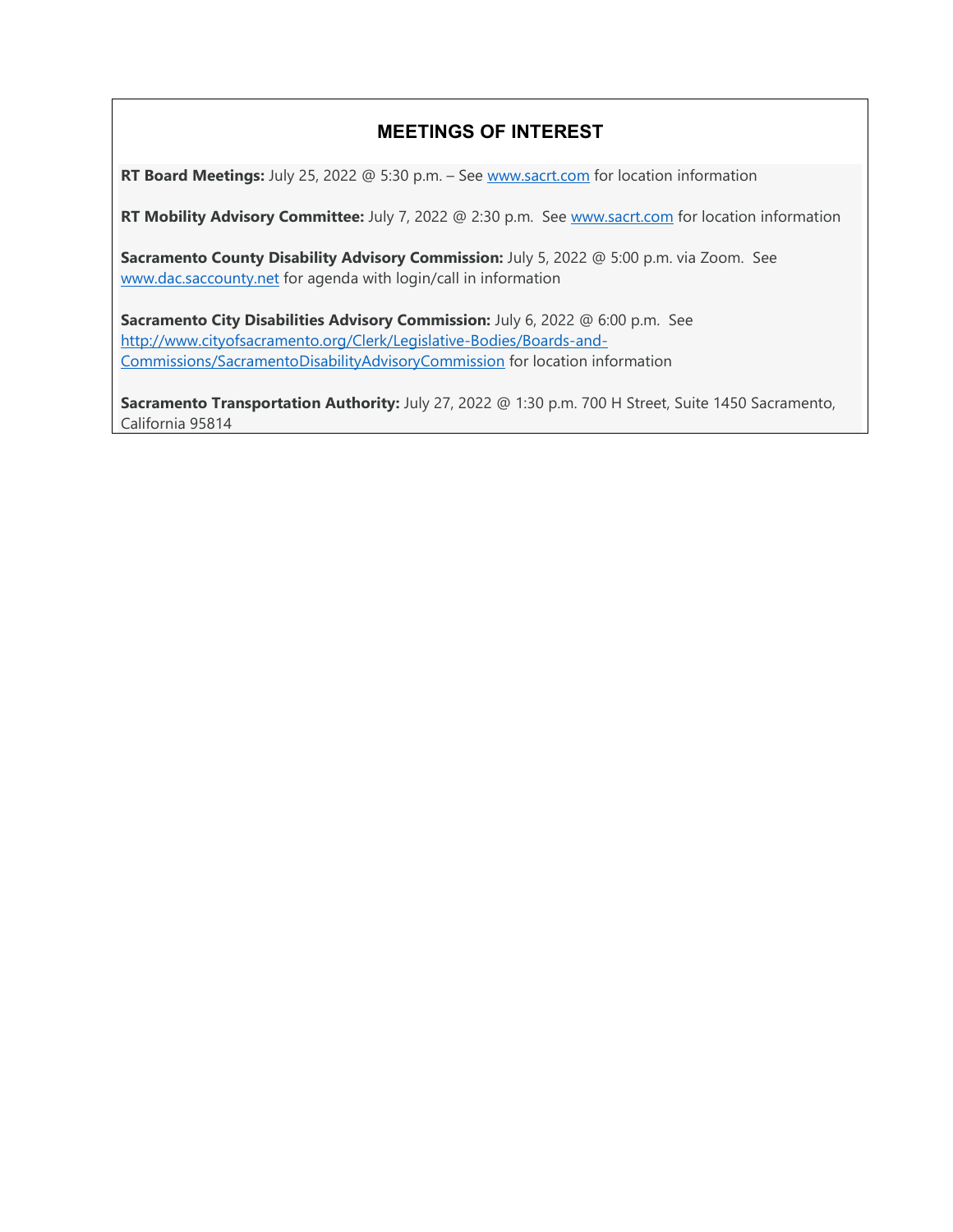## MEETINGS OF INTEREST

**RT Board Meetings:** July 25, 2022 @ 5:30 p.m. – See www.sacrt.com for location information

**RT Mobility Advisory Committee:** July 7, 2022 @ 2:30 p.m. See www.sacrt.com for location information

**Sacramento County Disability Advisory Commission:** July 5, 2022 @ 5:00 p.m. via Zoom. See www.dac.saccounty.net for agenda with login/call in information

**Sacramento City Disabilities Advisory Commission:** July 6, 2022 @ 6:00 p.m. See http://www.cityofsacramento.org/Clerk/Legislative-Bodies/Boards-and-Commissions/SacramentoDisabilityAdvisoryCommission for location information

**Sacramento Transportation Authority:** July 27, 2022 @ 1:30 p.m. 700 H Street, Suite 1450 Sacramento, California 95814